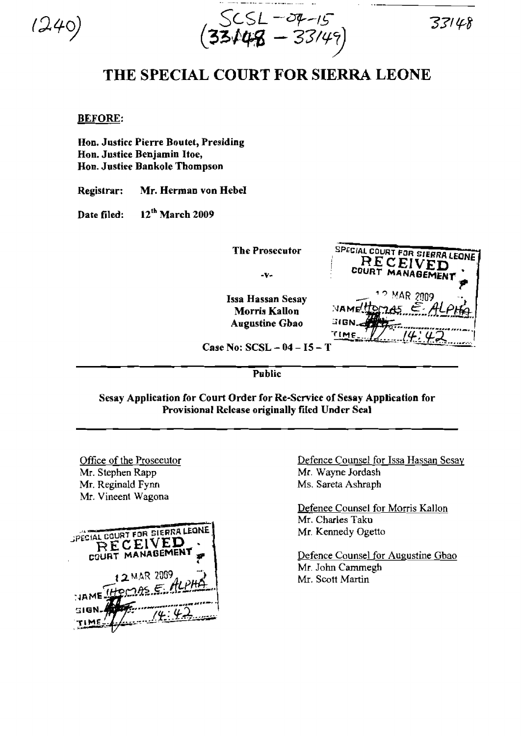(240)

SCSL-04-15
(33148 - 33149)

33148

# THE SPECIAL COURT FOR SIERRA LEONE

**BEFORE:**

**Hon. Justice Pierre Boutet, Presiding**
**Hon. Justice Benjamin Itoe,**
**Hon. Justiee Bankole Thompson**

**Registrar:** **Mr. Herman von Hebel**

**Date filed:** **12th March 2009**

**The Prosecutor**

**-v-**

**Issa Hassan Sesay**
**Morris Kallon**
**Augustine Gbao**

SPECIAL COURT FOR SIERRA LEONE
RECEIVED
COURT MANAGEMENT
12 MAR 2009
NAME THOMAS E. ALPHA
SIGN.
TIME 14:42

**Case No: SCSL – 04 – 15 – T**

---

**Public**

**Sesay Application for Court Order for Re-Service of Sesay Application for Provisional Release originally filed Under Seal**

---

Office of the Prosecutor
Mr. Stephen Rapp
Mr. Reginald Fynn
Mr. Vineent Wagona

SPECIAL COURT FOR SIERRA LEONE
RECEIVED
COURT MANAGEMENT
12 MAR 2009
NAME THOMAS E. ALPHA
SIGN.
TIME 14:42

Defence Counsel for Issa Hassan Sesay
Mr. Wayne Jordash
Ms. Sareta Ashraph

Defenee Counsel for Morris Kallon
Mr. Charles Taku
Mr. Kennedy Ogetto

Defence Counsel for Augustine Gbao
Mr. John Cammegh
Mr. Scott Martin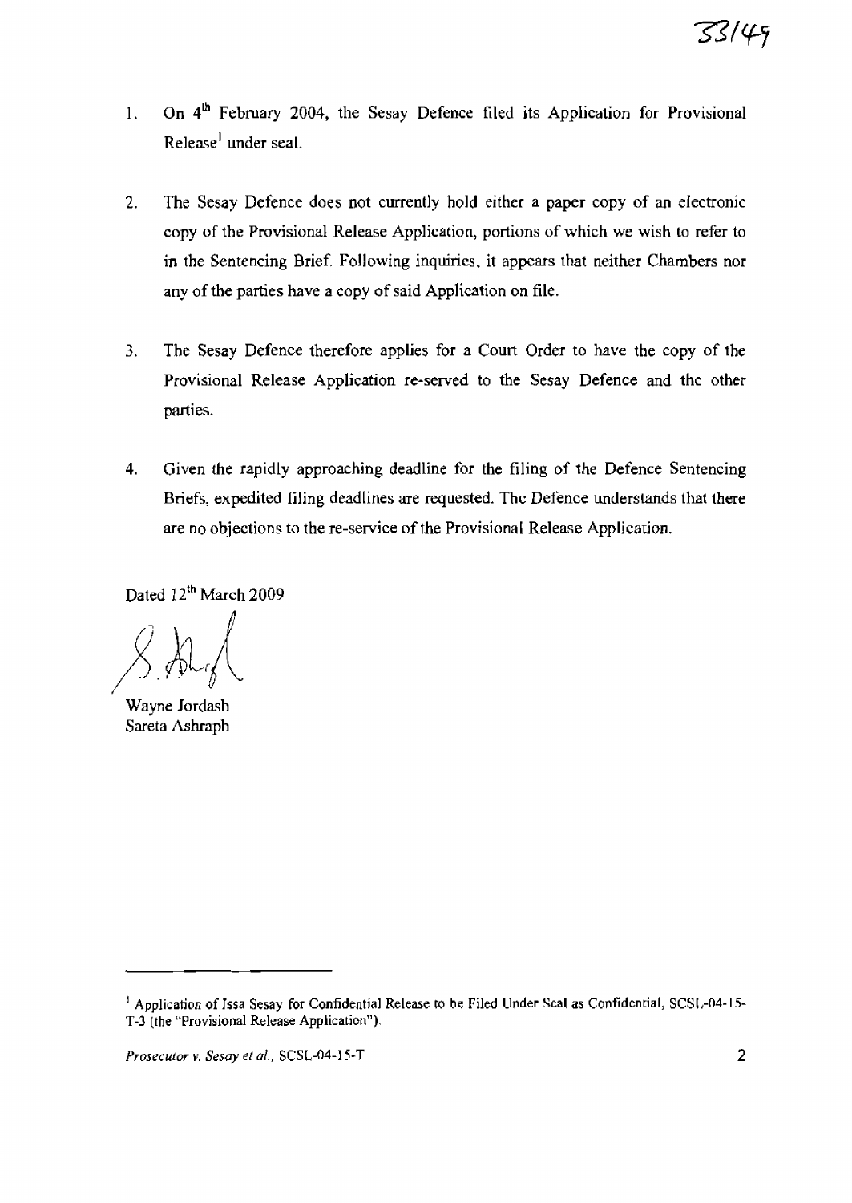1. On 4th February 2004, the Sesay Defence filed its Application for Provisional Release[1] under seal.

2. The Sesay Defence does not currently hold either a paper copy of an electronic copy of the Provisional Release Application, portions of which we wish to refer to in the Sentencing Brief. Following inquiries, it appears that neither Chambers nor any of the parties have a copy of said Application on file.

3. The Sesay Defence therefore applies for a Court Order to have the copy of the Provisional Release Application re-served to the Sesay Defence and the other parties.

4. Given the rapidly approaching deadline for the filing of the Defence Sentencing Briefs, expedited filing deadlines are requested. The Defence understands that there are no objections to the re-service of the Provisional Release Application.

Dated 12th March 2009

Wayne Jordash
Sareta Ashraph

---

[1] Application of Issa Sesay for Confidential Release to be Filed Under Seal as Confidential, SCSL-04-15-T-3 (the "Provisional Release Application").